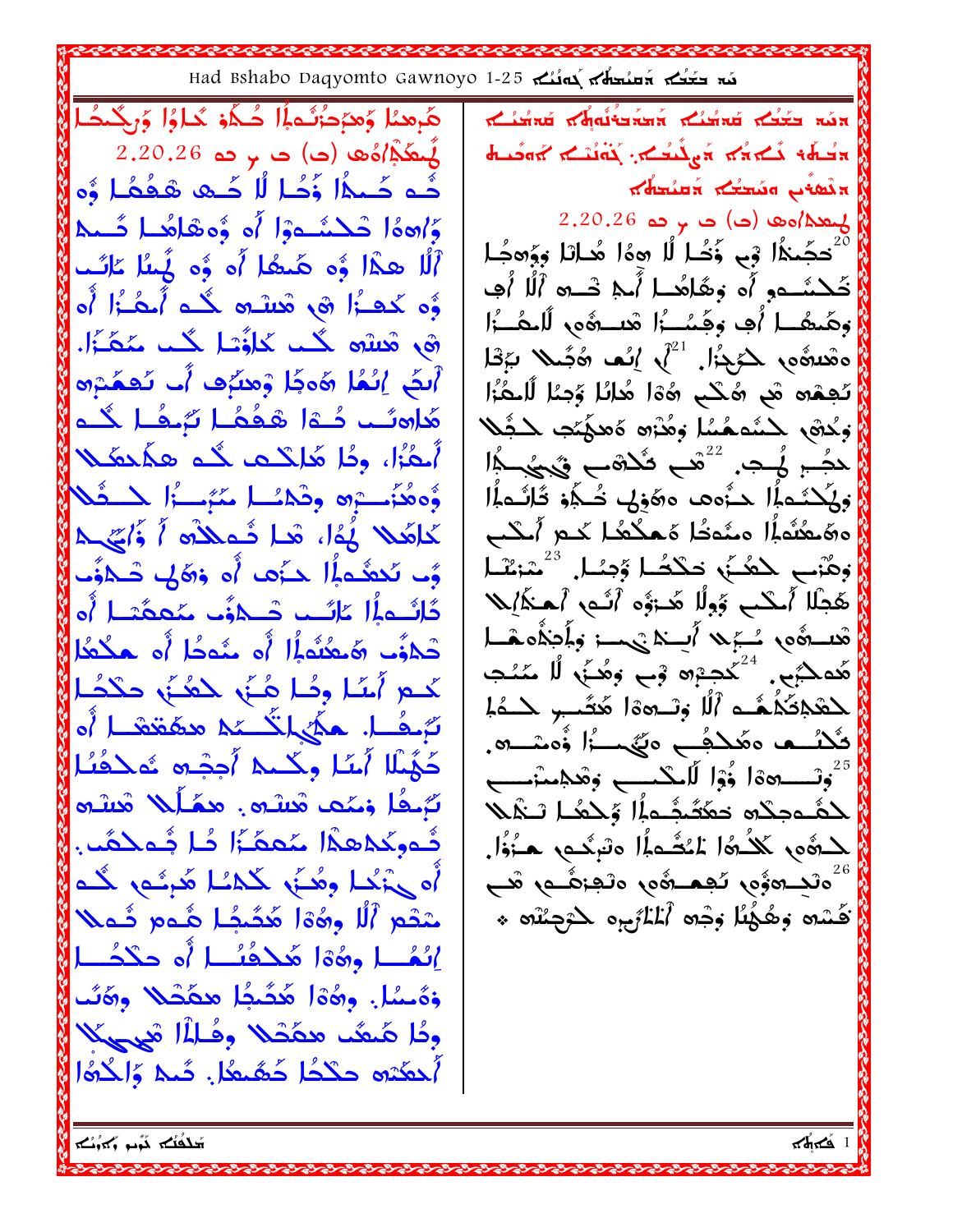ܚܕ ܒܫܒܐ ܕܩܝܡܬܐ ܩܪܝܢܐ ܕܫܠܝܚܐ ܡܢ ܐܓܪܬܐ ܕܦܘܠܘܣ ܫܠܝܚܐ ܕܠܘܬ ܪ̈ܗܘܡܝܐ

ܠܪ̈ܗܘܡܝܐ (ܒ) ܒ ܟ ܟܘ 2.20.26

[20] ܕܒܓܝܢ̈ܐ ܕܝܢ ܕܟܠ ܠܐ ܗܘܐ ܡܢ ܥܒܕ̈ܐ ܕܒܢܡܘܣܐ ܕܢܬܟܫܦ ܐܘ ܕܢܫܬܒܗܪ ܐܢܫ ܒܗ ܐܠܐ ܐܦ ܘܦܫܛܐ ܐܦ ܘܦܫܛܐ ܫܪܝܘܗܝ ܠܚܛܗܐ ܘܫܪܝܘܗܝ ܠܚܘܒܐ. [21] ܐܠܐ ܐܝܟ ܕܦܓܥ ܢܙܕܩ ܢܬܚܫܒ ܒܗ ܡܠܟܐ ܗܘܐ ܡܐܠܐ ܘܚܝܐ ܠܡܚܝܐ ܘܟܬܒܗ ܠܚܝܘܬܐ ܘܡܢܗ ܘܡܢܗ ܠܟܠ ܚܝ̈ܐ ܢܗܘܐ. [22] ܡܢ ܬܠܬܐ ܩܝܡ̈ܢܐ ܘܢܟܣܘܬܐ ܒܪܘܚܐ ܘܦܓܪ ܕܟܗ ܕܝܬܐ ܘܡܫܡܫܢܐ ܘܡܐܬܐ ܘܡܠܟܐ ܟܠ ܐܢܫ ܘܡܪܝ ܠܥܡ ܒܟܠܗ ܘܝܢܐ. [23] ܡܛܠ ܕܟܠܗܘܢ ܚܛܘ ܐܢܫܐ ܘܚܣܝܪܝܢ ܡܢ ܫܘܒܚܐ ܕܐܠܗܐ ܡܫܬܡܠܝܢ ܡܢ ܫܘܒܚܗ. [24] ܘܡܙܕܕܩܝܢ ܡܓܢ ܒܛܝܒܘܬܗ ܘܒܦܘܪܩܢܐ ܕܒܝܫܘܥ ܡܫܝܚܐ. [25] ܗܘ ܕܩܕܡ ܣܡܗ ܐܠܗܐ ܚܘܣܝܐ ܒܗܝܡܢܘܬܐ ܒܕܡܗ ܡܛܠ ܕܢܚܘܐ ܟܐܢܘܬܗ. [26] ܕܒܗܘܢ ܕܩܕܡ ܚܛܘ ܫܒܩ ܠܗܘܢ ܐܠܗܐ ܒܢܓܝܪܘܬ ܪܘܚܗ ܠܚܘܘܝܐ ܟܐܢܘܬܗ ܕܒܗܢܐ ܙܒܢܐ ܕܢܗܘܐ ܗܘ ܟܐܢ ܘܢܙܕܩ ܠܡܢ ܕܒܗܝܡܢܘܬܐ ܕܡܪܢ ܝܫܘܥ ܡܫܝܚܐ ✤

ܩܪܝܢܐ ܘܡܦܫܩܢܘܬܐ ܫܠܝܚܝܬܐ ܘܡܫܝܚܝܬܐ

ܠܪ̈ܗܘܡܝܐ (ܒ) ܒ ܟ ܟܘ 2.20.26

ܟܕ ܚܙܝܢܢ ܕܠܐ ܗܘܐ ܡܢ ܥܒܕ̈ܐ ܗܘ ܕܢܡܘܣܐ ܘܦܘܩܕܢܐ ܟܠ ܐܢܫ ܐܠܐ ܗܘ ܐܝܟ ܕܡܢ ܗܘ ܟܘܡܪܐ ܘܐܢܫ ܒܗ ܐܘ ܒܗ ܣܦܪܐ ܐܘ ܒܗ ܥܠܝܠܐ ܘܡܪ ܐܢܐ ܬܒܥܐ ܐܘ ܒܗ ܡܢ ܢܡܘܣܗ ܡܢ ܡܢܬܐ ܐܘ ܥܒܕܐ ܡܢ ܡܫܡܫܢܐ. ܐܝܟ ܐܢܐ ܗܘ ܘܐܦ ܢܚܫܒ ܐܘ ܢܬܥܒܕ ܡܫܡܫܢܐ ܠܗ ܒܐܝܕܐ ܚܝ̈ܐ ܕܝܗܒ ܠܗ ܠܥܠܡܐ ܘܐܢܫܐ ܕܡܢܗ ܠܡܚܝܘ ܠܗ ܘܠܐ ܡܢ ܕܒܘܩܐ ܒܚܝ̈ܐ. ܘܐܦ ܟܕ ܡܢܘܬܐ ܕܠܓܒ ܚܘܒܐ ܐܘ ܕܟܠܗܘܢ ܐܢܫܐ ܐܘ ܟܕ ܐܝܢܐ ܐܘ ܡܢܘܬܐ ܐܘ ܡܠܟܘܬܐ ܟܕ ܐܝܟ ܕܐܝܬ ܠܗ ܠܡܠܟܐ ܒܟܠܗ ܚܝ̈ܐ ܡܢ ܠܒܐ ܗܘ ܐܘ ܕܡܚܘܬܐ ܐܘ ܟܕ ܐܝܬ ܘܟܠܡ ܐܢܐ ܚܝܘܗܝ ܕܡܠܟܘܬܐ ܢܦܫܐ ܘܡܢܗ ܡܠܟܘܬܗ. ܘܡܢܗ ܠܗ ܦܘܪܩܢܐ ܡܫܬܡܠܝܢ ܠܗ ܟܠܗܘܢ. ܐܘ ܒܪܢܫܐ ܘܡܠܟܐ ܠܟܠܗ ܡܢܗܘܢ ܠܗ ܡܢܬܐ ܐܠܐ ܘܗܘܐ ܡܫܝܚܐ ܗܘ ܕܢܗܘܐ ܐܢܫܐ ܘܗܘܐ ܡܫܝܚܐ ܐܘ ܒܟܠܗ ܙܒܢܐ. ܘܗܘܐ ܡܫܝܚܐ ܡܚܝܢܐ ܘܗܘ ܘܗܘ ܡܫܬܡܠܝܢ ܘܡܠܘܗܝ ܕܠܐ ܚܛܝܬܐ ܐܚܝܕܝܢ ܒܟܠܗ ܒܚܘܒܐ. ܟܕ ܘܐܠܗܐ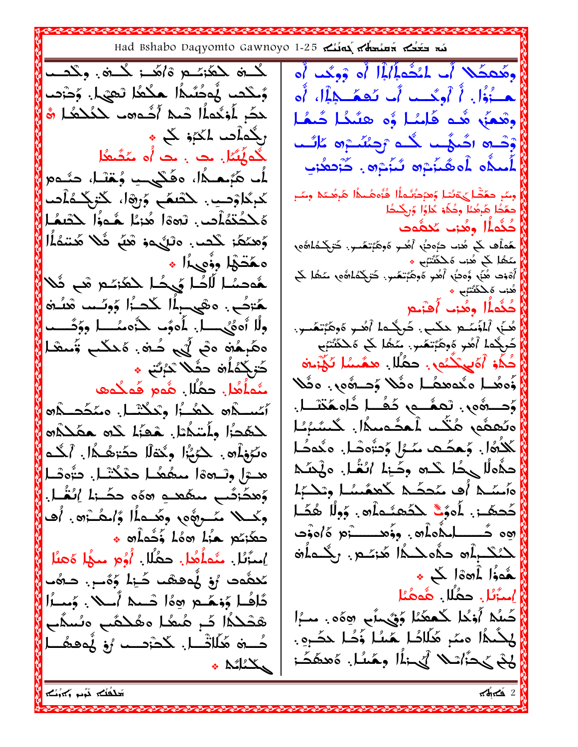ܘܡܫܡܫܢܐ ܐܘ ܠܡܫܡܫܢܘܬܐ ܐܘ ܩܘܪܝܐ ܐܘ
ܚܙܘܪܐ. ܐ ܐܘܪܟܐ ܐܘ ܢܩܫܐ ܕܒܝܬܐ. ܐܘ
ܘܩܕܝܫܐ ܗܘ ܦܠܢܐ ܗܘ ܗܝܡܢܐ ܨܒܝܐ
ܘܕܝܠܗ ܐܫܬܟܚ ܠܗ ܙܕܝܩܘܬܗ ܠܐܠܗܐ
ܐܠܗܐ ܠܘܩܒܠܗ ܢܬܩܪܒ. ܕܡܥܒܪ

ܘܡܢ ܡܫܬܠܛܢܘܬܐ ܕܡܫܝܚܢܘܬܐ ܦܘܩܕܢܐ ܗܝܡܢܐ ܘܡܢ
ܚܛܗܐ ܗܝܡܢܐ ܘܚܠܘܬ ܟܠܗܘܢ ܘܪܚܡܐ

**ܚܘܣܝܐ ܘܚܘܬܡܐ ܕܩܕܡܘܗܝ**

ܚܘܣܝܐ ܠܟ ܚܘܒܐ ܕܒܚܡܝܢ ܐܚܪܝ ܘܡܫܝܚܢܝ. ܡܫܝܚܐ ܠܟܠܗܘܢ
ܡܛܠ ܠܟ ܚܘܒܐ ܘܡܫܝܚܢܐ ܀
ܐܘܟܝܬ ܚܕܐ ܕܒܚܕܐ ܐܚܪܝ ܘܡܫܝܚܢܝ. ܡܫܝܚܐ ܠܟܠܗܘܢ ܡܛܠ ܠܟ
ܚܘܒܐ ܘܡܫܝܚܢܐ ܀

**ܚܘܣܝܐ ܘܚܘܬܡܐ ܐܚܪܝܢ**

ܚܘܒܐ ܐܠܗܝܐ ܕܠܟܠ. ܚܘܣܝܐ ܐܚܪܝ ܘܡܫܝܚܢܝ.
ܚܘܣܝܐ ܐܚܪܝ ܘܡܫܝܚܢܝ. ܡܫܝܚܐ ܠܟ ܘܡܫܝܚܢܐ

**ܚܠܘܦ ܐܒܗܬܢ. ܡܠܟܐ. ܡܫܝܚܐ ܕܐܬܦܢܝ**

ܘܡܫܝܚܐ ܘܡܫܡܫܢܐ ܘܟܠ ܩܘܪܝܐ. ܘܟܠ
ܩܘܪܝܐ. ܬܫܡܫܬܐ ܕܟܠܗ ܕܐܘܡܢܘܬܐ.
ܘܢܨܠܘܢ ܚܠܦܝܢ ܠܡܫܡܫܢܘܬܐ. ܠܡܫܝܚܢܐ
ܠܟܠܢܐ. ܘܡܟܠܠ ܚܕܢܐ ܘܕܝܪܝܐ. ܘܟܗܢܐ
ܕܫܠܡܐ ܥܡܗ ܘܡܢ ܡܢ ܐܝܬܐ. ܘܚܫܝܢܐ
ܘܐܝܟܢܐ ܐܘ ܡܚܕܐ ܠܡܫܝܚܢܐ ܘܕܟܝܐ
ܟܪܣܢ. ܠܐܦܝ ܠܡܫܝܚܢܘܬܗ. ܘܠܐ ܚܕܐ
ܗܘ ܡܢ ܠܡܠܟܘܬܗ. ܘܡܫܡܫܢܘܗܝ ܘܐܒܗܬܢ
ܠܡܫܝܚܢܐ ܕܡܠܟܘܬܐ ܡܫܝܚܐ. ܘܕܠܟܬܐ
ܚܘܒܐ ܠܡܘܬܐ ܠܟ ܀

**ܐܡܝܢ. ܚܠܦ. ܚܘܣܝܐ**

ܟܠܗ ܐܘܟܝ ܠܡܫܝܚܐ ܘܕܡܫܝܚ ܗܘܐ. ܚܝܐ
ܠܡܫܝܚܐ ܘܡܢ ܡܫܝܚܐ ܡܫܝܚܐ ܕܡܫܝܚܐ.
ܠܟܠ ܠܡܫܝܚܢܐ ܠܚܝܐ ܘܡܫܝܚܐ. ܘܡܫܝܚܢܐ

ܠܟܠ ܠܡܫܝܚܢܐ ܕܐܘܟܝ ܠܡܫܝܚܐ. ܘܠܟܠܗ
ܘܠܟܠܗ ܡܫܝܚܢܐ ܠܡܫܝܚܐ ܠܡܫܝܚܘܬܐ. ܘܠܡܫܝܚܐ
ܚܕܐ ܠܐܘܡܢܘܬܐ ܕܡܫܝܚܢܐ ܠܡܫܝܚܐ ܀
ܝܘܒܠܐ ܠܡܫܝܚܐ ܠܟ ܀
ܟܘܡܢܐ. ܡܢ ܐܘ ܡܫܝܚܐ

ܠܐ ܡܫܝܚܢܐ ܘܡܫܝܚܐ ܘܡܫܝܚܐ ܠܡܫܝܚܐ
ܠܡܫܝܚܢܘܬܐ. ܠܡܫܝܚܢܐ ܘܡܫܝܚܐ. ܡܫܝܚܐ
ܘܡܫܝܚܢܐ ܠܡܫܝܚܢܐ ܘܟܠܗ ܡܫܝܚܐ ܠܡܫܝܚܐ
ܘܡܫܝܚܢܐ ܠܡܫܝܚܢܐ. ܠܡܫܝܚܢܐ ܘܡܫܝܚܐ ܡܫܝܚܐ
ܠܡܫܝܚܢܐ ܡܫܝܚܐ ܕܡܫܝܚܢܐ ܡܫܝܚܐ ܘܡܫܝܚܐ ܀

**ܡܫܝܚܢܐ. ܚܠܦ. ܚܘܣܝܐ ܘܡܫܝܚܐ**

ܐܚܝܢ ܠܟܗܢܐ ܘܠܡܫܡܫܢܐ. ܘܠܡܫܝܚܢܘܬܗܘܢ
ܠܡܫܝܚܢܐ ܘܠܐܒܗܬܐ. ܡܫܝܚܐ ܠܡܫܝܚܢܘܬܗܘܢ
ܘܡܫܝܚܢܐ. ܠܡܫܝܚܐ ܘܡܫܝܚܐ ܠܡܫܝܚܢܘܬܐ. ܐܡܝܢ
ܡܫܝܚ ܘܡܫܝܚܢܐ ܡܫܝܚܐ ܠܡܫܝܚܢܐ. ܡܫܝܚܐ
ܘܡܫܝܚܢܐ ܡܫܝܚܐ ܗܘܐ ܡܢ ܡܫܝܚܐ ܐܢܫܐ.
ܘܠܟܠ ܡܫܝܚܐ ܘܡܫܝܚܐ ܘܡܫܝܚܐ. ܐܘ
ܠܡܫܝܚܢܐ ܚܢܐ ܗܘܐ ܘܡܫܝܚܐ ܀

**ܐܡܝܢ. ܡܫܝܚܢܐ. ܚܠܦ. ܐܘܟܝ ܡܫܝܚܐ ܘܚܢܐ**

ܡܫܝܚܐ ܐܘ ܡܫܝܚܐ ܡܫܝܚܐ ܘܡܫܝܚ. ܡܫܝܚܐ
ܡܫܝܚܐ ܘܡܫܝܚܐ ܗܘܐ ܡܫܝܚܐ ܐܢܫܐ. ܘܡܫܝܚܐ
ܡܫܝܚܢܐ ܡܢ ܡܫܝܚܐ ܘܡܫܝܚܐ ܘܡܫܝܚܢܐ
ܡܫܝܚ ܡܫܝܚܢܐ. ܠܡܫܝܚܢܐ ܐܘ ܡܫܝܚܐ
ܠܡܫܝܚܢܐ ܀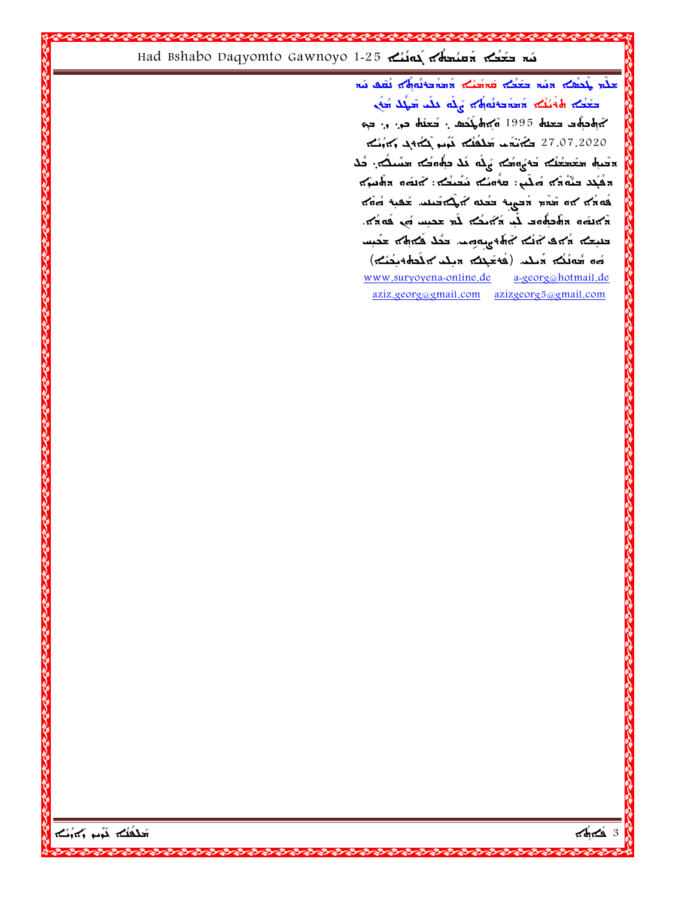ܥܠܡ ܠܚܡܐ ܕܚܕ ܒܫܒܐ ܩܕܡܝܐ ܕܩܕܘܫܬܐ ܢܦܩ ܗܘ
ܒܫܒܐ ܬܪܝܢܐ ܕܩܕܘܫܬܐ ܢܦܩ ܗܘ ܒܬܪ ܫܒܥܐ ܝܘܡܝܢ

ܐܬܬܚܝܒ ܒܫܢܬ 1995 ܘܐܬܬܩܢ . ܒܫܢܬ ܕ. ܝ. ܒܗ
27.07.2020 ܒܐܝܕܝ ܡܠܦܢܐ ܥܙܝܙ ܒܪ ܓܝܘܪܓܝܣ

ܕܟܢܝܫ ܡܥܕܥܕܢܐ ܒܣܝܡܐ ܗܝ ܕܝܠܗ ܟܠ ܒܪܬܘܬܐ ܡܫܝܚܝܬܐ. ܟܠ
ܕܩܪܐ ܒܗܢܘܢ ܘܡܠܝ: ܡܕܘܡ ܚܕܬܐ: ܐܝܟܢܐ ܕܐܬܝܐ
ܦܘܩܕܐ ܗܘ ܕܗܢܘܢ ܕܟܬܝܒ ܒܟܬܒܐ ܐܘܢܓܠܝܘܢ. ܢܗܘܐ ܘܗܘܐ
ܐܢܫܐ ܕܡܬܩܪܝܢ ܠܗ ܕܐܝܬܝܗ ܠܗ ܒܡܠܬܐ ܡܢ ܦܘܩܕܐ.
ܚܕܒܫܒܐ ܕܩܝܡܬܐ ܐܝܟ ܐܝܬܝܗ ܕܐܬܬܚܝܒܬ. ܒܟܠ ܦܐܬܐ ܡܠܝܢ
ܗܘ ܫܘܡܠܝܐ ܐܚܪܝܐ. (ܦܪܫܓܢܐ ܕܡܠܐ ܐܠܦܒܝܬܝܐ)

www.suryoyena-online.de    a-georg@hotmail.de
aziz.georg@gmail.com    azizgeorg5@gmail.com